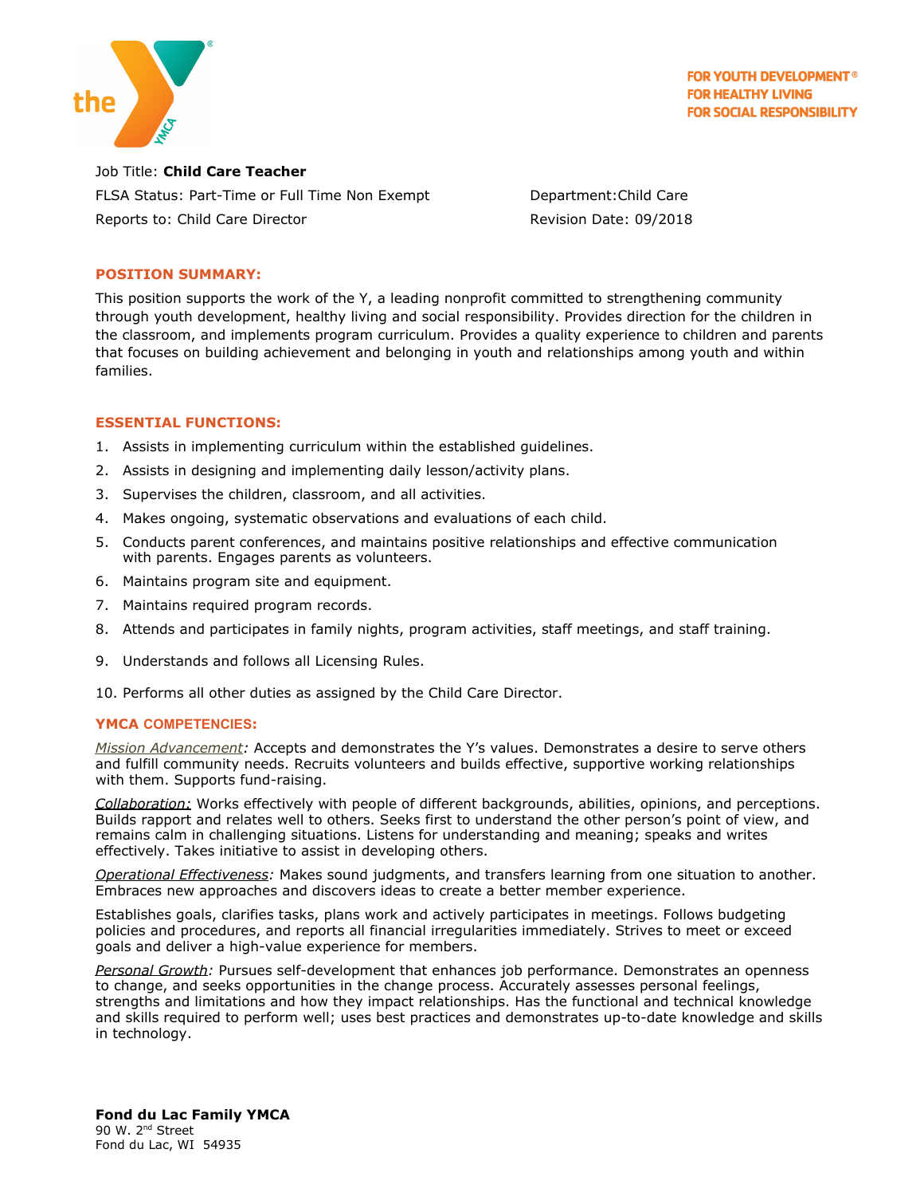FOR YOUTH DEVELOPMENT®
FOR HEALTHY LIVING
FOR SOCIAL RESPONSIBILITY

Job Title: **Child Care Teacher**

FLSA Status: Part-Time or Full Time Non Exempt  Department:Child Care

Reports to: Child Care Director  Revision Date: 09/2018

## POSITION SUMMARY:

This position supports the work of the Y, a leading nonprofit committed to strengthening community through youth development, healthy living and social responsibility. Provides direction for the children in the classroom, and implements program curriculum. Provides a quality experience to children and parents that focuses on building achievement and belonging in youth and relationships among youth and within families.

## ESSENTIAL FUNCTIONS:

1. Assists in implementing curriculum within the established guidelines.
2. Assists in designing and implementing daily lesson/activity plans.
3. Supervises the children, classroom, and all activities.
4. Makes ongoing, systematic observations and evaluations of each child.
5. Conducts parent conferences, and maintains positive relationships and effective communication with parents. Engages parents as volunteers.
6. Maintains program site and equipment.
7. Maintains required program records.
8. Attends and participates in family nights, program activities, staff meetings, and staff training.
9. Understands and follows all Licensing Rules.
10. Performs all other duties as assigned by the Child Care Director.

## YMCA COMPETENCIES:

*Mission Advancement:* Accepts and demonstrates the Y's values. Demonstrates a desire to serve others and fulfill community needs. Recruits volunteers and builds effective, supportive working relationships with them. Supports fund-raising.

*Collaboration:* Works effectively with people of different backgrounds, abilities, opinions, and perceptions. Builds rapport and relates well to others. Seeks first to understand the other person's point of view, and remains calm in challenging situations. Listens for understanding and meaning; speaks and writes effectively. Takes initiative to assist in developing others.

*Operational Effectiveness:* Makes sound judgments, and transfers learning from one situation to another. Embraces new approaches and discovers ideas to create a better member experience.

Establishes goals, clarifies tasks, plans work and actively participates in meetings. Follows budgeting policies and procedures, and reports all financial irregularities immediately. Strives to meet or exceed goals and deliver a high-value experience for members.

*Personal Growth:* Pursues self-development that enhances job performance. Demonstrates an openness to change, and seeks opportunities in the change process. Accurately assesses personal feelings, strengths and limitations and how they impact relationships. Has the functional and technical knowledge and skills required to perform well; uses best practices and demonstrates up-to-date knowledge and skills in technology.

**Fond du Lac Family YMCA**
90 W. 2nd Street
Fond du Lac, WI 54935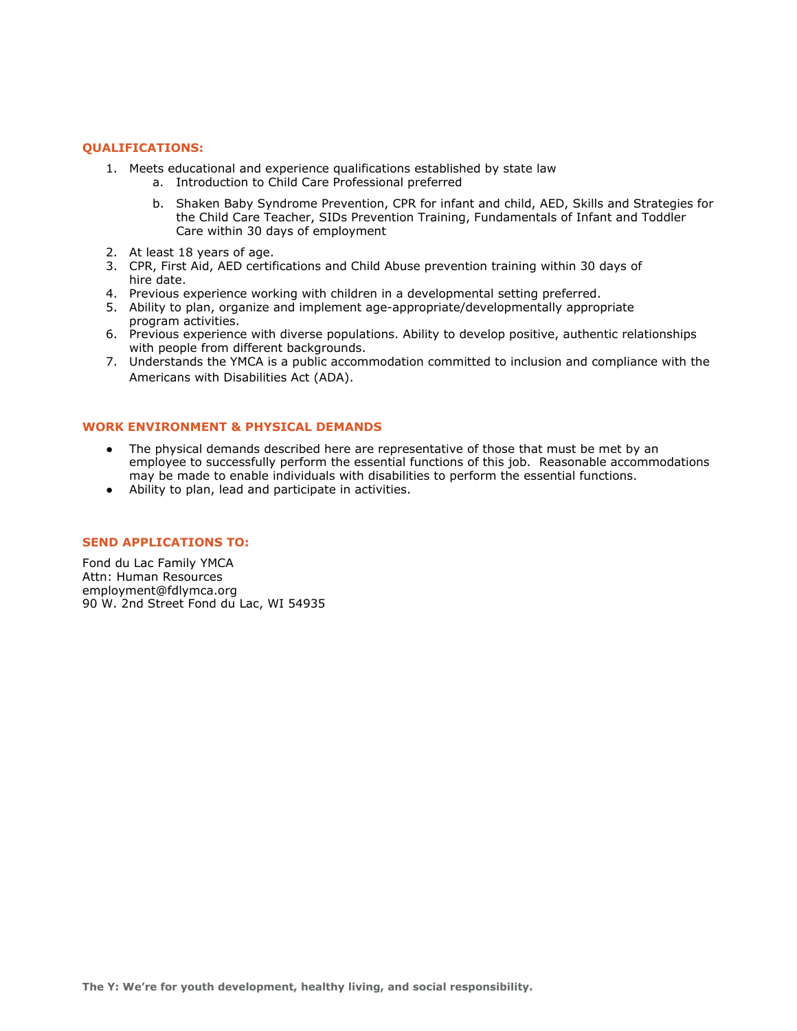## QUALIFICATIONS:

1. Meets educational and experience qualifications established by state law
   a. Introduction to Child Care Professional preferred
   b. Shaken Baby Syndrome Prevention, CPR for infant and child, AED, Skills and Strategies for the Child Care Teacher, SIDs Prevention Training, Fundamentals of Infant and Toddler Care within 30 days of employment
2. At least 18 years of age.
3. CPR, First Aid, AED certifications and Child Abuse prevention training within 30 days of hire date.
4. Previous experience working with children in a developmental setting preferred.
5. Ability to plan, organize and implement age-appropriate/developmentally appropriate program activities.
6. Previous experience with diverse populations. Ability to develop positive, authentic relationships with people from different backgrounds.
7. Understands the YMCA is a public accommodation committed to inclusion and compliance with the Americans with Disabilities Act (ADA).

## WORK ENVIRONMENT & PHYSICAL DEMANDS

- The physical demands described here are representative of those that must be met by an employee to successfully perform the essential functions of this job. Reasonable accommodations may be made to enable individuals with disabilities to perform the essential functions.
- Ability to plan, lead and participate in activities.

## SEND APPLICATIONS TO:

Fond du Lac Family YMCA
Attn: Human Resources
employment@fdlymca.org
90 W. 2nd Street Fond du Lac, WI 54935

**The Y: We're for youth development, healthy living, and social responsibility.**